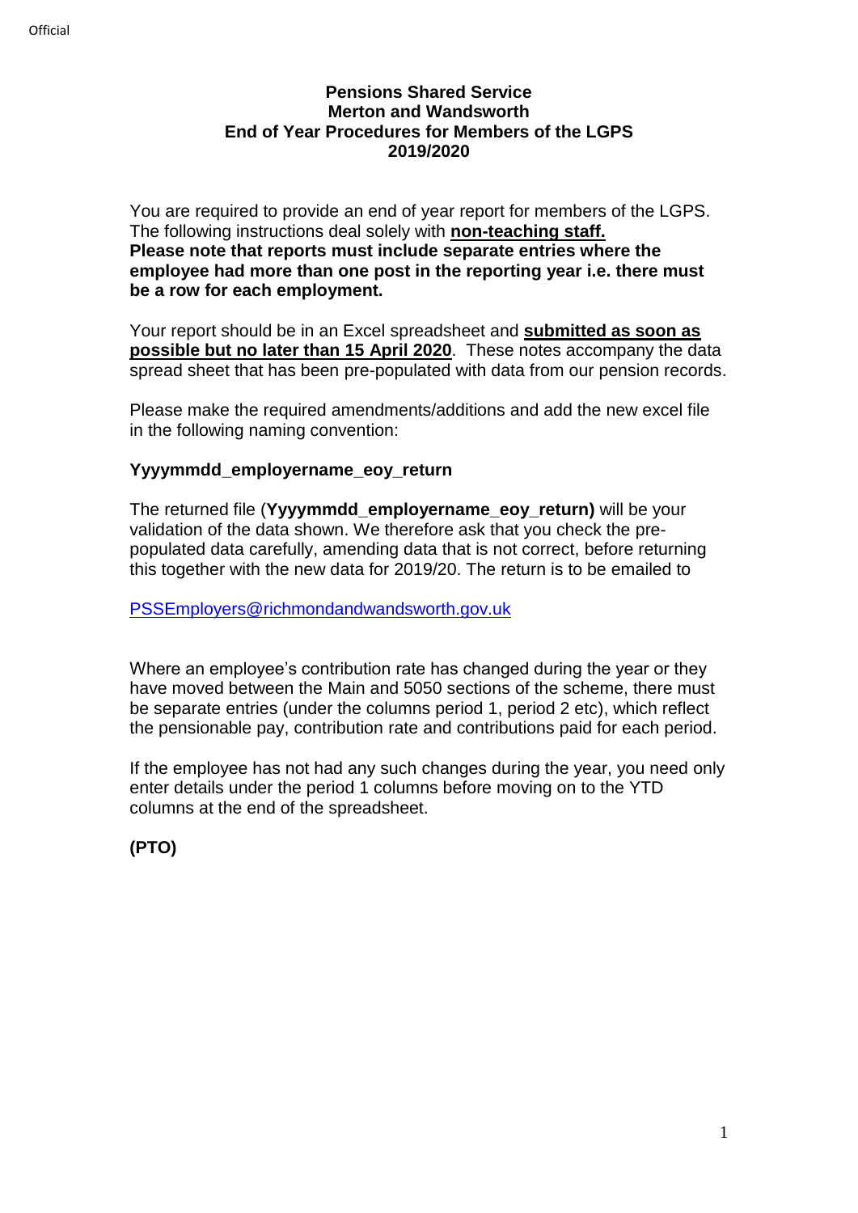# Pensions Shared Service
# Merton and Wandsworth
# End of Year Procedures for Members of the LGPS
# 2019/2020

You are required to provide an end of year report for members of the LGPS. The following instructions deal solely with **non-teaching staff.**
**Please note that reports must include separate entries where the employee had more than one post in the reporting year i.e. there must be a row for each employment.**

Your report should be in an Excel spreadsheet and **submitted as soon as possible but no later than 15 April 2020**. These notes accompany the data spread sheet that has been pre-populated with data from our pension records.

Please make the required amendments/additions and add the new excel file in the following naming convention:

**Yyyymmdd_employername_eoy_return**

The returned file (**Yyyymmdd_employername_eoy_return)** will be your validation of the data shown. We therefore ask that you check the pre-populated data carefully, amending data that is not correct, before returning this together with the new data for 2019/20. The return is to be emailed to

PSSEmployers@richmondandwandsworth.gov.uk

Where an employee's contribution rate has changed during the year or they have moved between the Main and 5050 sections of the scheme, there must be separate entries (under the columns period 1, period 2 etc), which reflect the pensionable pay, contribution rate and contributions paid for each period.

If the employee has not had any such changes during the year, you need only enter details under the period 1 columns before moving on to the YTD columns at the end of the spreadsheet.

**(PTO)**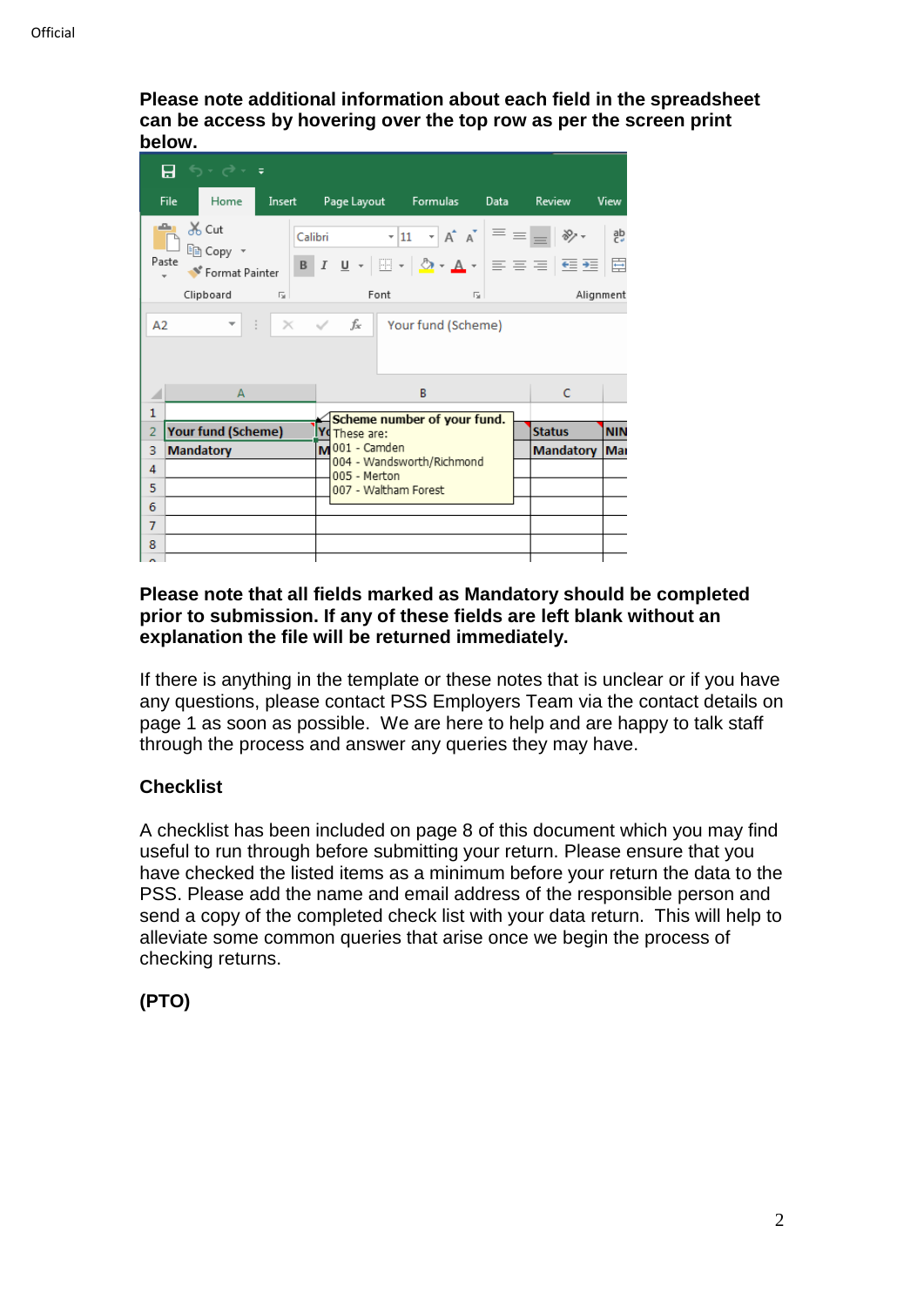**Please note additional information about each field in the spreadsheet can be access by hovering over the top row as per the screen print below.**

**Please note that all fields marked as Mandatory should be completed prior to submission. If any of these fields are left blank without an explanation the file will be returned immediately.**

If there is anything in the template or these notes that is unclear or if you have any questions, please contact PSS Employers Team via the contact details on page 1 as soon as possible. We are here to help and are happy to talk staff through the process and answer any queries they may have.

**Checklist**

A checklist has been included on page 8 of this document which you may find useful to run through before submitting your return. Please ensure that you have checked the listed items as a minimum before your return the data to the PSS. Please add the name and email address of the responsible person and send a copy of the completed check list with your data return. This will help to alleviate some common queries that arise once we begin the process of checking returns.

**(PTO)**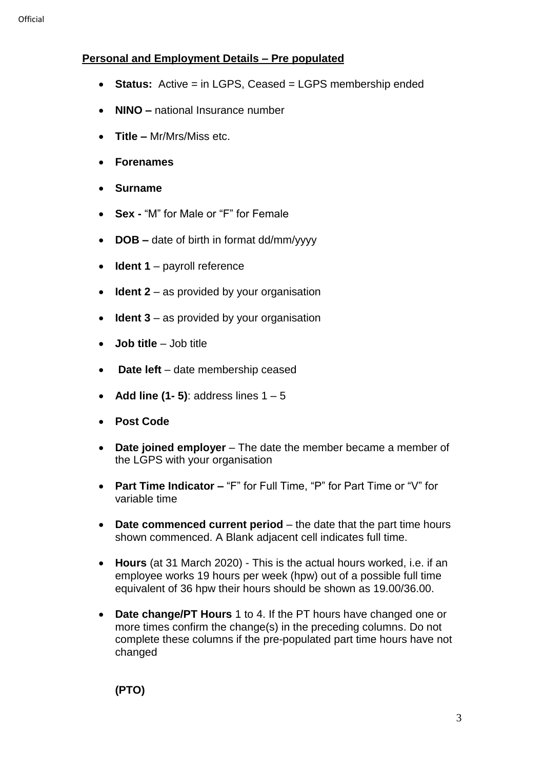**Personal and Employment Details – Pre populated**

- **Status:** Active = in LGPS, Ceased = LGPS membership ended
- **NINO –** national Insurance number
- **Title –** Mr/Mrs/Miss etc.
- **Forenames**
- **Surname**
- **Sex -** "M" for Male or "F" for Female
- **DOB –** date of birth in format dd/mm/yyyy
- **Ident 1** – payroll reference
- **Ident 2** – as provided by your organisation
- **Ident 3** – as provided by your organisation
- **Job title** – Job title
- **Date left** – date membership ceased
- **Add line (1- 5)**: address lines 1 – 5
- **Post Code**
- **Date joined employer** – The date the member became a member of the LGPS with your organisation
- **Part Time Indicator –** "F" for Full Time, "P" for Part Time or "V" for variable time
- **Date commenced current period** – the date that the part time hours shown commenced. A Blank adjacent cell indicates full time.
- **Hours** (at 31 March 2020) - This is the actual hours worked, i.e. if an employee works 19 hours per week (hpw) out of a possible full time equivalent of 36 hpw their hours should be shown as 19.00/36.00.
- **Date change/PT Hours** 1 to 4. If the PT hours have changed one or more times confirm the change(s) in the preceding columns. Do not complete these columns if the pre-populated part time hours have not changed

**(PTO)**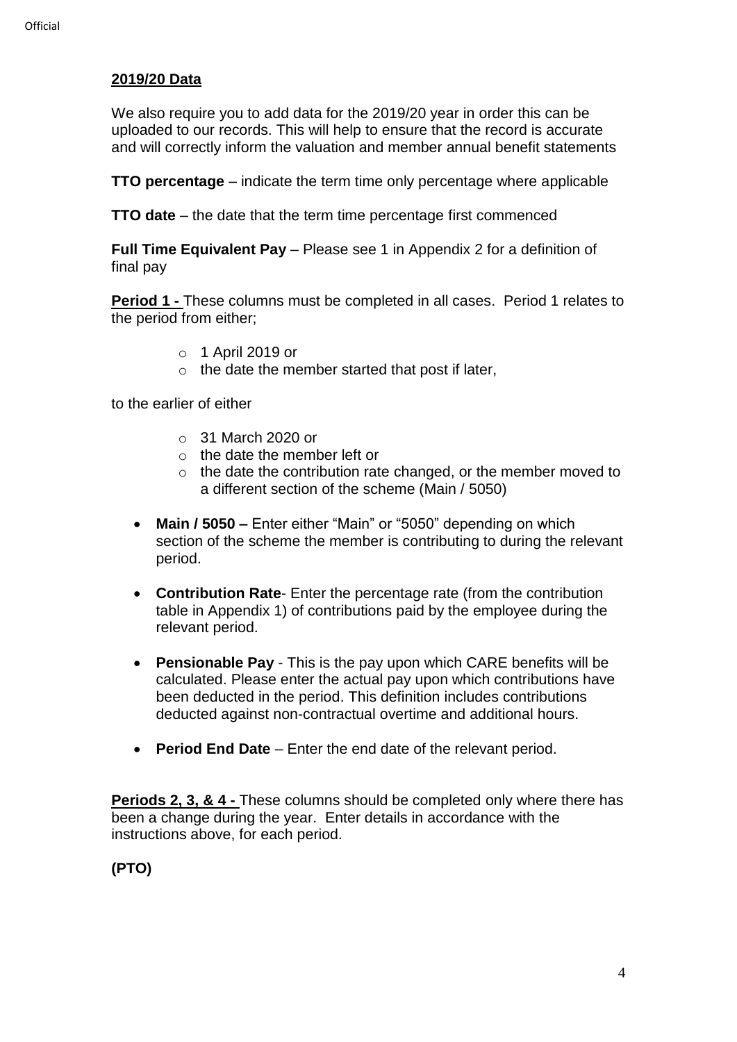**2019/20 Data**

We also require you to add data for the 2019/20 year in order this can be uploaded to our records. This will help to ensure that the record is accurate and will correctly inform the valuation and member annual benefit statements

**TTO percentage** – indicate the term time only percentage where applicable

**TTO date** – the date that the term time percentage first commenced

**Full Time Equivalent Pay** – Please see 1 in Appendix 2 for a definition of final pay

**Period 1 -** These columns must be completed in all cases. Period 1 relates to the period from either;

- 1 April 2019 or
- the date the member started that post if later,

to the earlier of either

- 31 March 2020 or
- the date the member left or
- the date the contribution rate changed, or the member moved to a different section of the scheme (Main / 5050)

- **Main / 5050 –** Enter either "Main" or "5050" depending on which section of the scheme the member is contributing to during the relevant period.
- **Contribution Rate**- Enter the percentage rate (from the contribution table in Appendix 1) of contributions paid by the employee during the relevant period.
- **Pensionable Pay** - This is the pay upon which CARE benefits will be calculated. Please enter the actual pay upon which contributions have been deducted in the period. This definition includes contributions deducted against non-contractual overtime and additional hours.
- **Period End Date** – Enter the end date of the relevant period.

**Periods 2, 3, & 4 -** These columns should be completed only where there has been a change during the year. Enter details in accordance with the instructions above, for each period.

**(PTO)**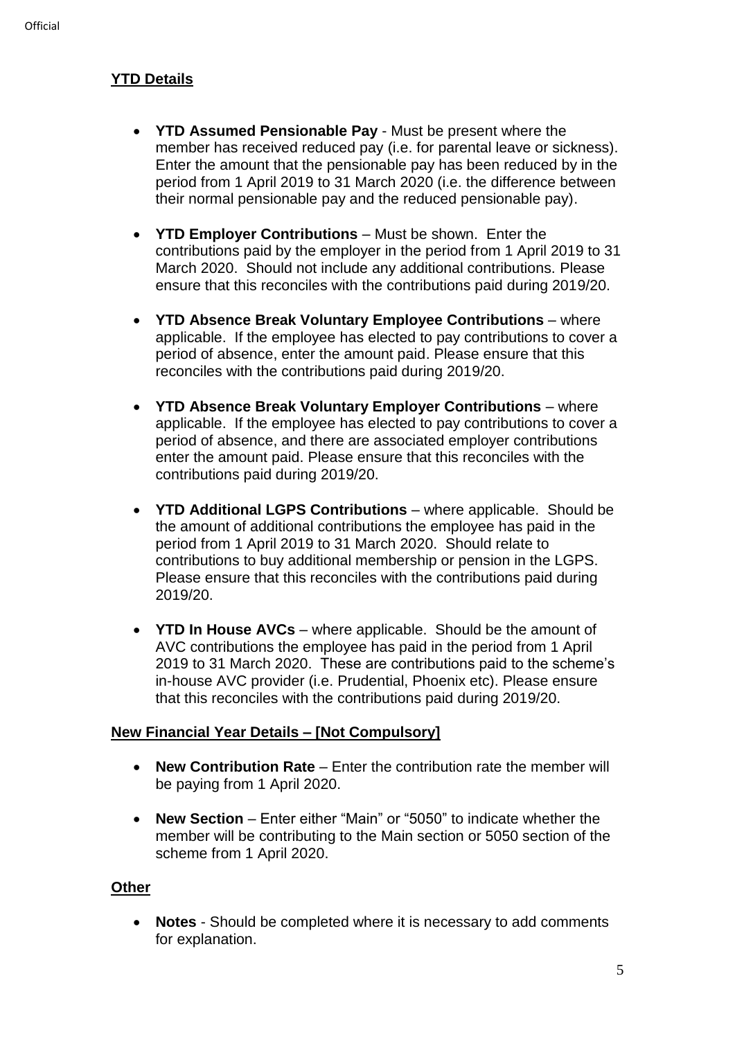**YTD Details**

- **YTD Assumed Pensionable Pay** - Must be present where the member has received reduced pay (i.e. for parental leave or sickness). Enter the amount that the pensionable pay has been reduced by in the period from 1 April 2019 to 31 March 2020 (i.e. the difference between their normal pensionable pay and the reduced pensionable pay).

- **YTD Employer Contributions** – Must be shown. Enter the contributions paid by the employer in the period from 1 April 2019 to 31 March 2020. Should not include any additional contributions. Please ensure that this reconciles with the contributions paid during 2019/20.

- **YTD Absence Break Voluntary Employee Contributions** – where applicable. If the employee has elected to pay contributions to cover a period of absence, enter the amount paid. Please ensure that this reconciles with the contributions paid during 2019/20.

- **YTD Absence Break Voluntary Employer Contributions** – where applicable. If the employee has elected to pay contributions to cover a period of absence, and there are associated employer contributions enter the amount paid. Please ensure that this reconciles with the contributions paid during 2019/20.

- **YTD Additional LGPS Contributions** – where applicable. Should be the amount of additional contributions the employee has paid in the period from 1 April 2019 to 31 March 2020. Should relate to contributions to buy additional membership or pension in the LGPS. Please ensure that this reconciles with the contributions paid during 2019/20.

- **YTD In House AVCs** – where applicable. Should be the amount of AVC contributions the employee has paid in the period from 1 April 2019 to 31 March 2020. These are contributions paid to the scheme's in-house AVC provider (i.e. Prudential, Phoenix etc). Please ensure that this reconciles with the contributions paid during 2019/20.

**New Financial Year Details – [Not Compulsory]**

- **New Contribution Rate** – Enter the contribution rate the member will be paying from 1 April 2020.

- **New Section** – Enter either "Main" or "5050" to indicate whether the member will be contributing to the Main section or 5050 section of the scheme from 1 April 2020.

**Other**

- **Notes** - Should be completed where it is necessary to add comments for explanation.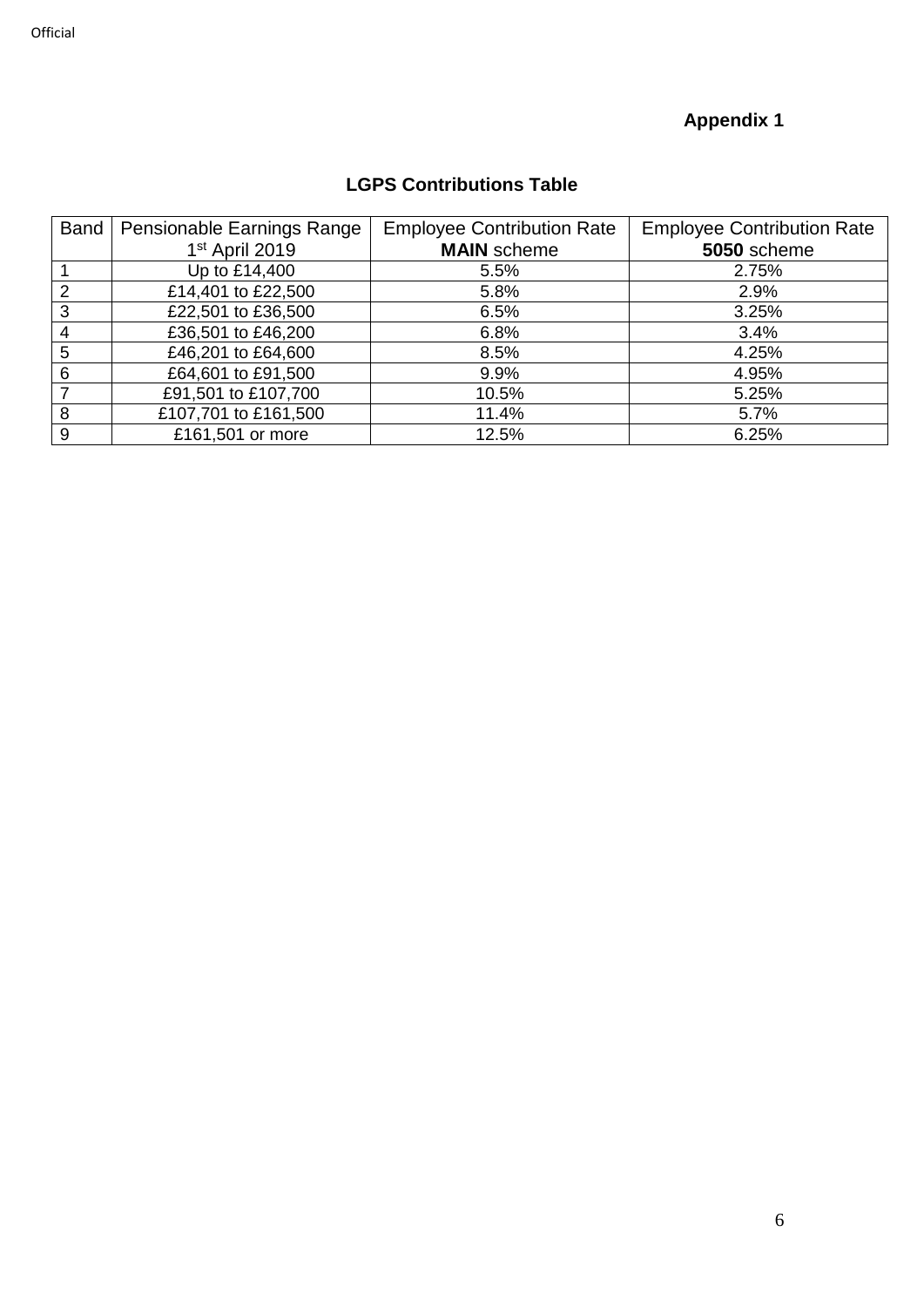**Appendix 1**

## LGPS Contributions Table

| Band | Pensionable Earnings Range 1st April 2019 | Employee Contribution Rate **MAIN** scheme | Employee Contribution Rate **5050** scheme |
|---|---|---|---|
| 1 | Up to £14,400 | 5.5% | 2.75% |
| 2 | £14,401 to £22,500 | 5.8% | 2.9% |
| 3 | £22,501 to £36,500 | 6.5% | 3.25% |
| 4 | £36,501 to £46,200 | 6.8% | 3.4% |
| 5 | £46,201 to £64,600 | 8.5% | 4.25% |
| 6 | £64,601 to £91,500 | 9.9% | 4.95% |
| 7 | £91,501 to £107,700 | 10.5% | 5.25% |
| 8 | £107,701 to £161,500 | 11.4% | 5.7% |
| 9 | £161,501 or more | 12.5% | 6.25% |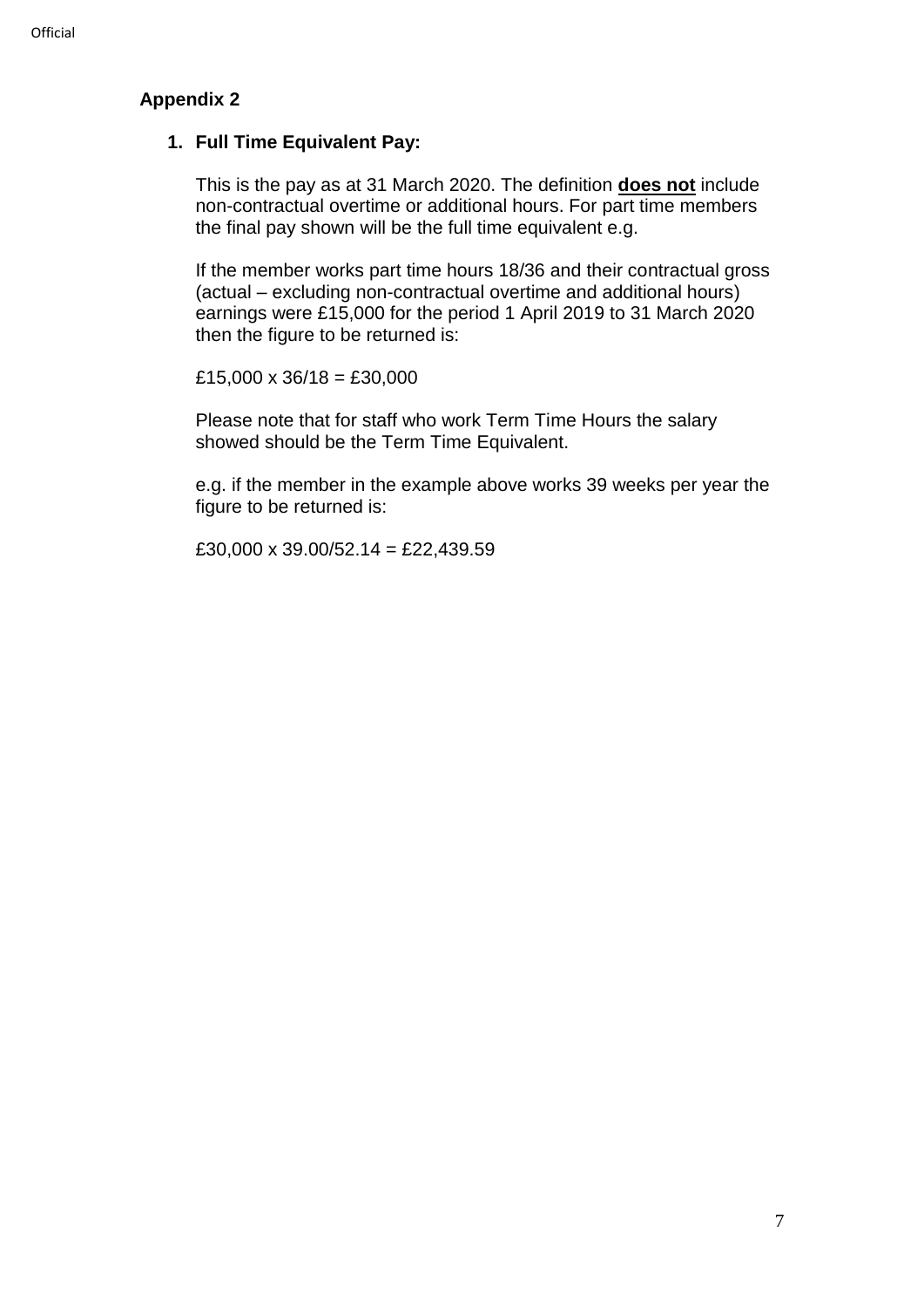## Appendix 2

### 1. Full Time Equivalent Pay:

This is the pay as at 31 March 2020. The definition **does not** include non-contractual overtime or additional hours. For part time members the final pay shown will be the full time equivalent e.g.

If the member works part time hours 18/36 and their contractual gross (actual – excluding non-contractual overtime and additional hours) earnings were £15,000 for the period 1 April 2019 to 31 March 2020 then the figure to be returned is:

£15,000 x 36/18 = £30,000

Please note that for staff who work Term Time Hours the salary showed should be the Term Time Equivalent.

e.g. if the member in the example above works 39 weeks per year the figure to be returned is:

£30,000 x 39.00/52.14 = £22,439.59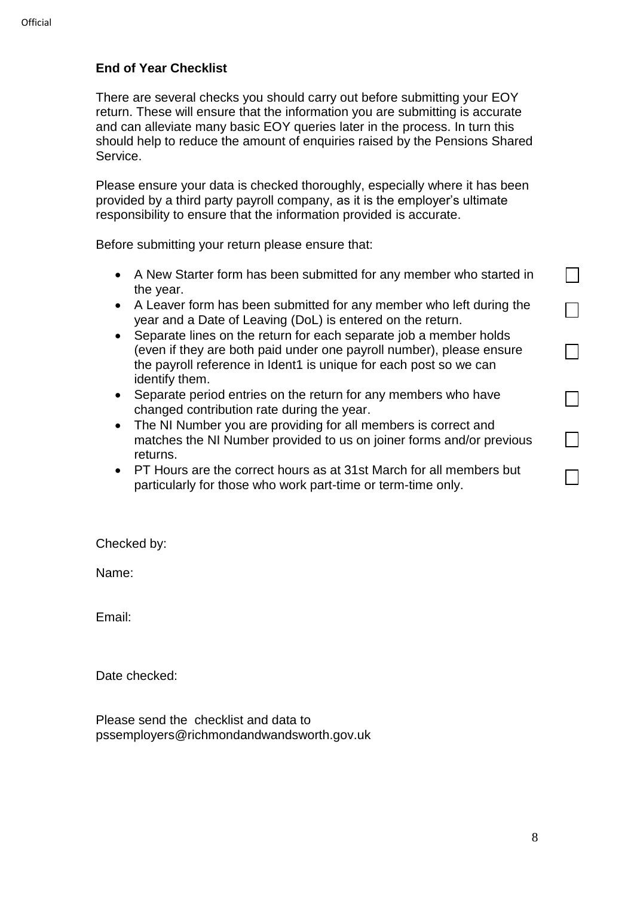**End of Year Checklist**

There are several checks you should carry out before submitting your EOY return. These will ensure that the information you are submitting is accurate and can alleviate many basic EOY queries later in the process. In turn this should help to reduce the amount of enquiries raised by the Pensions Shared Service.

Please ensure your data is checked thoroughly, especially where it has been provided by a third party payroll company, as it is the employer's ultimate responsibility to ensure that the information provided is accurate.

Before submitting your return please ensure that:

- A New Starter form has been submitted for any member who started in the year. ☐
- A Leaver form has been submitted for any member who left during the year and a Date of Leaving (DoL) is entered on the return. ☐
- Separate lines on the return for each separate job a member holds (even if they are both paid under one payroll number), please ensure the payroll reference in Ident1 is unique for each post so we can identify them. ☐
- Separate period entries on the return for any members who have changed contribution rate during the year. ☐
- The NI Number you are providing for all members is correct and matches the NI Number provided to us on joiner forms and/or previous returns. ☐
- PT Hours are the correct hours as at 31st March for all members but particularly for those who work part-time or term-time only. ☐

Checked by:

Name:

Email:

Date checked:

Please send the checklist and data to pssemployers@richmondandwandsworth.gov.uk